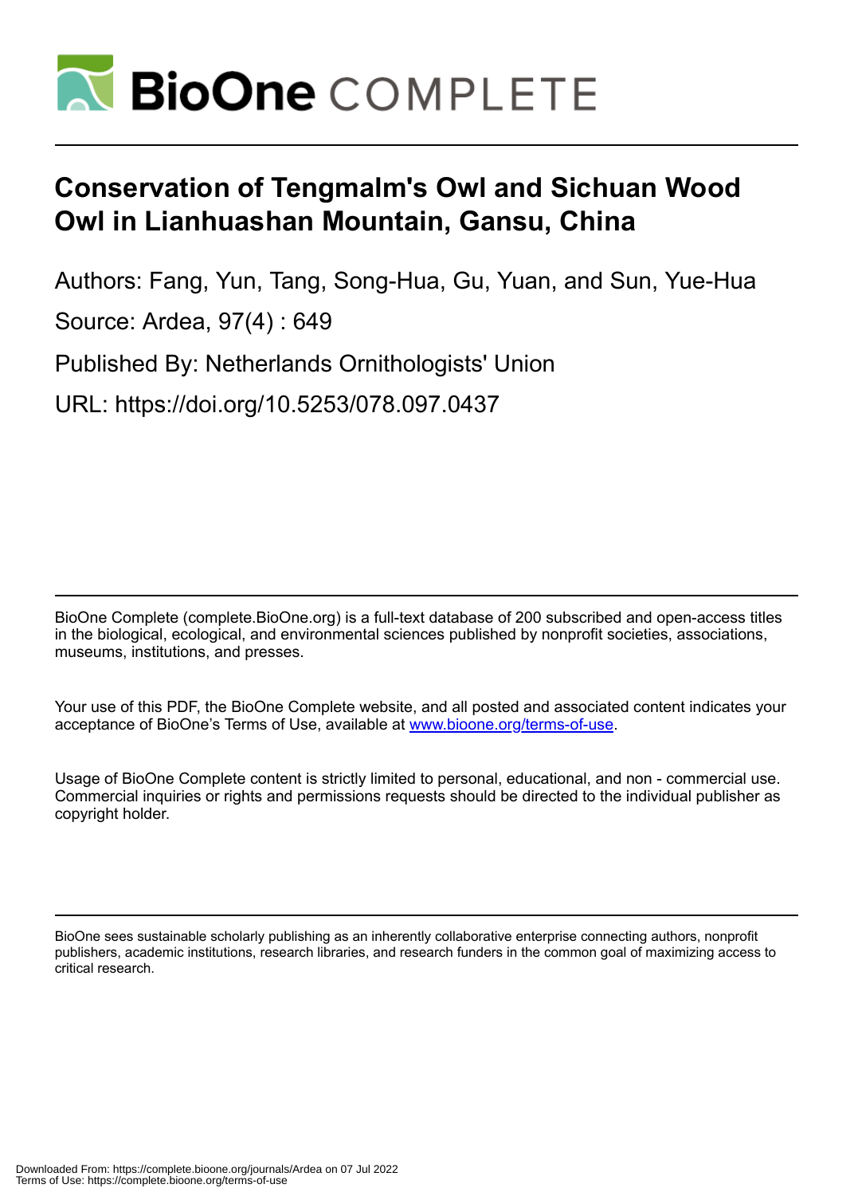# Conservation of Tengmalm's Owl and Sichuan Wood Owl in Lianhuashan Mountain, Gansu, China

Authors: Fang, Yun, Tang, Song-Hua, Gu, Yuan, and Sun, Yue-Hua

Source: Ardea, 97(4) : 649

Published By: Netherlands Ornithologists' Union

URL: https://doi.org/10.5253/078.097.0437

BioOne Complete (complete.BioOne.org) is a full-text database of 200 subscribed and open-access titles in the biological, ecological, and environmental sciences published by nonprofit societies, associations, museums, institutions, and presses.

Your use of this PDF, the BioOne Complete website, and all posted and associated content indicates your acceptance of BioOne's Terms of Use, available at www.bioone.org/terms-of-use.

Usage of BioOne Complete content is strictly limited to personal, educational, and non - commercial use. Commercial inquiries or rights and permissions requests should be directed to the individual publisher as copyright holder.

BioOne sees sustainable scholarly publishing as an inherently collaborative enterprise connecting authors, nonprofit publishers, academic institutions, research libraries, and research funders in the common goal of maximizing access to critical research.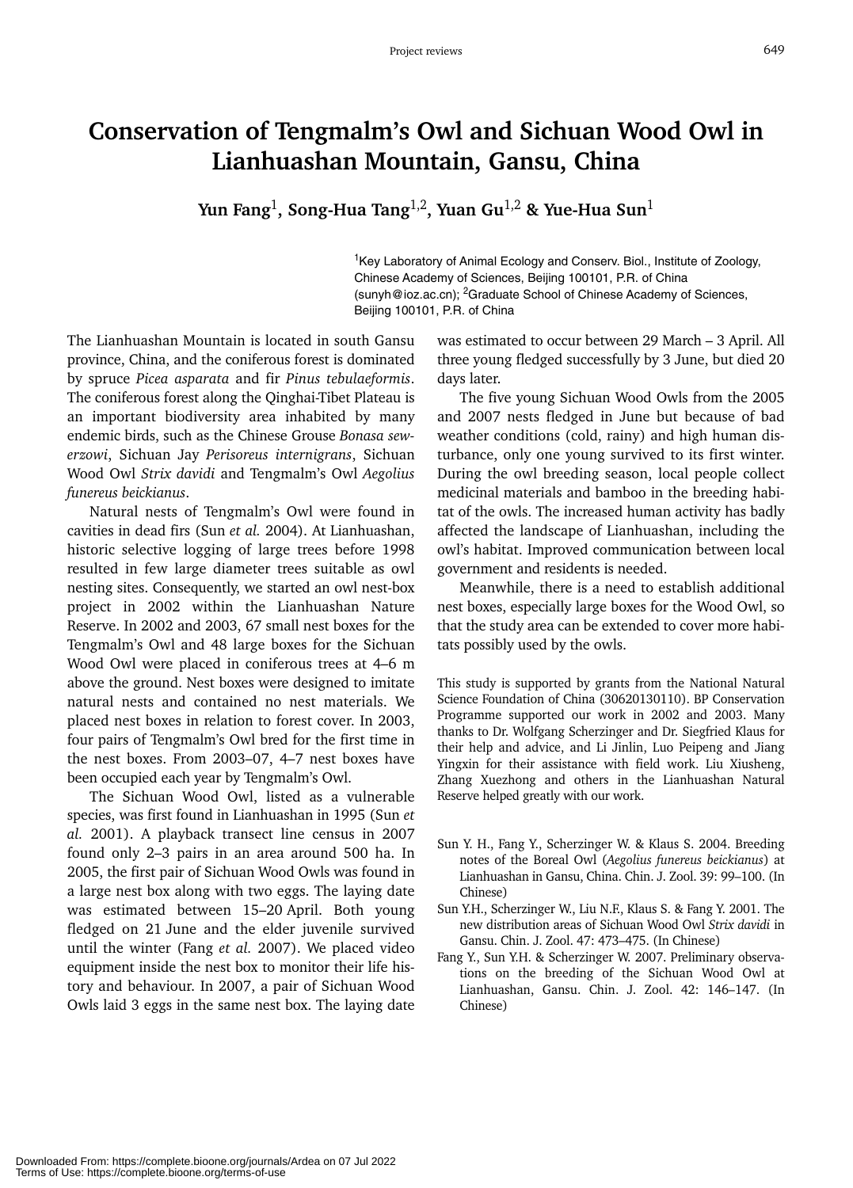# Conservation of Tengmalm's Owl and Sichuan Wood Owl in Lianhuashan Mountain, Gansu, China

**Yun Fang**[1], **Song-Hua Tang**[1,2], **Yuan Gu**[1,2] **& Yue-Hua Sun**[1]

[1]Key Laboratory of Animal Ecology and Conserv. Biol., Institute of Zoology, Chinese Academy of Sciences, Beijing 100101, P.R. of China (sunyh@ioz.ac.cn); [2]Graduate School of Chinese Academy of Sciences, Beijing 100101, P.R. of China

The Lianhuashan Mountain is located in south Gansu province, China, and the coniferous forest is dominated by spruce *Picea asparata* and fir *Pinus tebulaeformis*. The coniferous forest along the Qinghai-Tibet Plateau is an important biodiversity area inhabited by many endemic birds, such as the Chinese Grouse *Bonasa sewerzowi*, Sichuan Jay *Perisoreus internigrans*, Sichuan Wood Owl *Strix davidi* and Tengmalm's Owl *Aegolius funereus beickianus*.

Natural nests of Tengmalm's Owl were found in cavities in dead firs (Sun *et al.* 2004). At Lianhuashan, historic selective logging of large trees before 1998 resulted in few large diameter trees suitable as owl nesting sites. Consequently, we started an owl nest-box project in 2002 within the Lianhuashan Nature Reserve. In 2002 and 2003, 67 small nest boxes for the Tengmalm's Owl and 48 large boxes for the Sichuan Wood Owl were placed in coniferous trees at 4–6 m above the ground. Nest boxes were designed to imitate natural nests and contained no nest materials. We placed nest boxes in relation to forest cover. In 2003, four pairs of Tengmalm's Owl bred for the first time in the nest boxes. From 2003–07, 4–7 nest boxes have been occupied each year by Tengmalm's Owl.

The Sichuan Wood Owl, listed as a vulnerable species, was first found in Lianhuashan in 1995 (Sun *et al.* 2001). A playback transect line census in 2007 found only 2–3 pairs in an area around 500 ha. In 2005, the first pair of Sichuan Wood Owls was found in a large nest box along with two eggs. The laying date was estimated between 15–20 April. Both young fledged on 21 June and the elder juvenile survived until the winter (Fang *et al.* 2007). We placed video equipment inside the nest box to monitor their life history and behaviour. In 2007, a pair of Sichuan Wood Owls laid 3 eggs in the same nest box. The laying date was estimated to occur between 29 March – 3 April. All three young fledged successfully by 3 June, but died 20 days later.

The five young Sichuan Wood Owls from the 2005 and 2007 nests fledged in June but because of bad weather conditions (cold, rainy) and high human disturbance, only one young survived to its first winter. During the owl breeding season, local people collect medicinal materials and bamboo in the breeding habitat of the owls. The increased human activity has badly affected the landscape of Lianhuashan, including the owl's habitat. Improved communication between local government and residents is needed.

Meanwhile, there is a need to establish additional nest boxes, especially large boxes for the Wood Owl, so that the study area can be extended to cover more habitats possibly used by the owls.

This study is supported by grants from the National Natural Science Foundation of China (30620130110). BP Conservation Programme supported our work in 2002 and 2003. Many thanks to Dr. Wolfgang Scherzinger and Dr. Siegfried Klaus for their help and advice, and Li Jinlin, Luo Peipeng and Jiang Yingxin for their assistance with field work. Liu Xiusheng, Zhang Xuezhong and others in the Lianhuashan Natural Reserve helped greatly with our work.

Sun Y. H., Fang Y., Scherzinger W. & Klaus S. 2004. Breeding notes of the Boreal Owl (*Aegolius funereus beickianus*) at Lianhuashan in Gansu, China. Chin. J. Zool. 39: 99–100. (In Chinese)

Sun Y.H., Scherzinger W., Liu N.F., Klaus S. & Fang Y. 2001. The new distribution areas of Sichuan Wood Owl *Strix davidi* in Gansu. Chin. J. Zool. 47: 473–475. (In Chinese)

Fang Y., Sun Y.H. & Scherzinger W. 2007. Preliminary observations on the breeding of the Sichuan Wood Owl at Lianhuashan, Gansu. Chin. J. Zool. 42: 146–147. (In Chinese)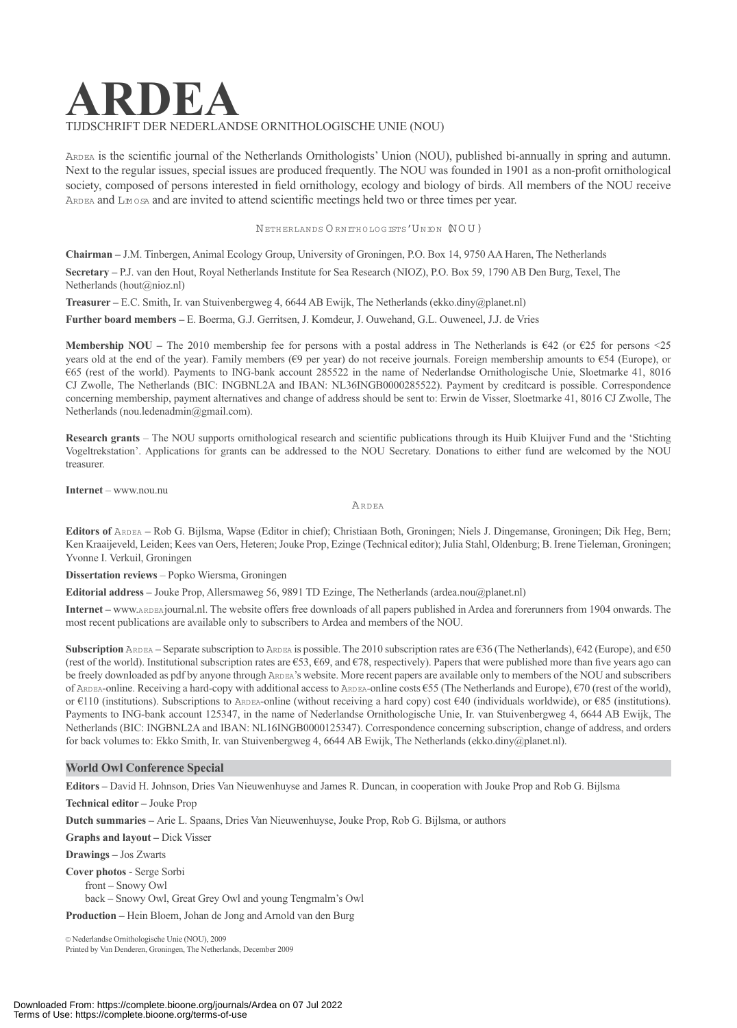# ARDEA

TIJDSCHRIFT DER NEDERLANDSE ORNITHOLOGISCHE UNIE (NOU)

ARDEA is the scientific journal of the Netherlands Ornithologists' Union (NOU), published bi-annually in spring and autumn. Next to the regular issues, special issues are produced frequently. The NOU was founded in 1901 as a non-profit ornithological society, composed of persons interested in field ornithology, ecology and biology of birds. All members of the NOU receive ARDEA and LIMOSA and are invited to attend scientific meetings held two or three times per year.

NETHERLANDS ORNITHOLOGISTS' UNION (NOU)

**Chairman –** J.M. Tinbergen, Animal Ecology Group, University of Groningen, P.O. Box 14, 9750 AA Haren, The Netherlands

**Secretary –** P.J. van den Hout, Royal Netherlands Institute for Sea Research (NIOZ), P.O. Box 59, 1790 AB Den Burg, Texel, The Netherlands (hout@nioz.nl)

**Treasurer –** E.C. Smith, Ir. van Stuivenbergweg 4, 6644 AB Ewijk, The Netherlands (ekko.diny@planet.nl)

**Further board members –** E. Boerma, G.J. Gerritsen, J. Komdeur, J. Ouwehand, G.L. Ouweneel, J.J. de Vries

**Membership NOU –** The 2010 membership fee for persons with a postal address in The Netherlands is €42 (or €25 for persons <25 years old at the end of the year). Family members (€9 per year) do not receive journals. Foreign membership amounts to €54 (Europe), or €65 (rest of the world). Payments to ING-bank account 285522 in the name of Nederlandse Ornithologische Unie, Sloetmarke 41, 8016 CJ Zwolle, The Netherlands (BIC: INGBNL2A and IBAN: NL36INGB0000285522). Payment by creditcard is possible. Correspondence concerning membership, payment alternatives and change of address should be sent to: Erwin de Visser, Sloetmarke 41, 8016 CJ Zwolle, The Netherlands (nou.ledenadmin@gmail.com).

**Research grants** – The NOU supports ornithological research and scientific publications through its Huib Kluijver Fund and the 'Stichting Vogeltrekstation'. Applications for grants can be addressed to the NOU Secretary. Donations to either fund are welcomed by the NOU treasurer.

**Internet** – www.nou.nu

ARDEA

**Editors of** ARDEA **–** Rob G. Bijlsma, Wapse (Editor in chief); Christiaan Both, Groningen; Niels J. Dingemanse, Groningen; Dik Heg, Bern; Ken Kraaijeveld, Leiden; Kees van Oers, Heteren; Jouke Prop, Ezinge (Technical editor); Julia Stahl, Oldenburg; B. Irene Tieleman, Groningen; Yvonne I. Verkuil, Groningen

**Dissertation reviews** – Popko Wiersma, Groningen

**Editorial address –** Jouke Prop, Allersmaweg 56, 9891 TD Ezinge, The Netherlands (ardea.nou@planet.nl)

**Internet –** www.ARDEAjournal.nl. The website offers free downloads of all papers published in Ardea and forerunners from 1904 onwards. The most recent publications are available only to subscribers to Ardea and members of the NOU.

**Subscription** ARDEA **–** Separate subscription to ARDEA is possible. The 2010 subscription rates are €36 (The Netherlands), €42 (Europe), and €50 (rest of the world). Institutional subscription rates are €53, €69, and €78, respectively). Papers that were published more than five years ago can be freely downloaded as pdf by anyone through ARDEA's website. More recent papers are available only to members of the NOU and subscribers of ARDEA-online. Receiving a hard-copy with additional access to ARDEA-online costs €55 (The Netherlands and Europe), €70 (rest of the world), or €110 (institutions). Subscriptions to ARDEA-online (without receiving a hard copy) cost €40 (individuals worldwide), or €85 (institutions). Payments to ING-bank account 125347, in the name of Nederlandse Ornithologische Unie, Ir. van Stuivenbergweg 4, 6644 AB Ewijk, The Netherlands (BIC: INGBNL2A and IBAN: NL16INGB0000125347). Correspondence concerning subscription, change of address, and orders for back volumes to: Ekko Smith, Ir. van Stuivenbergweg 4, 6644 AB Ewijk, The Netherlands (ekko.diny@planet.nl).

## World Owl Conference Special

**Editors –** David H. Johnson, Dries Van Nieuwenhuyse and James R. Duncan, in cooperation with Jouke Prop and Rob G. Bijlsma

**Technical editor –** Jouke Prop

**Dutch summaries –** Arie L. Spaans, Dries Van Nieuwenhuyse, Jouke Prop, Rob G. Bijlsma, or authors

**Graphs and layout –** Dick Visser

**Drawings –** Jos Zwarts

**Cover photos** - Serge Sorbi
front – Snowy Owl
back – Snowy Owl, Great Grey Owl and young Tengmalm's Owl

**Production –** Hein Bloem, Johan de Jong and Arnold van den Burg

© Nederlandse Ornithologische Unie (NOU), 2009
Printed by Van Denderen, Groningen, The Netherlands, December 2009